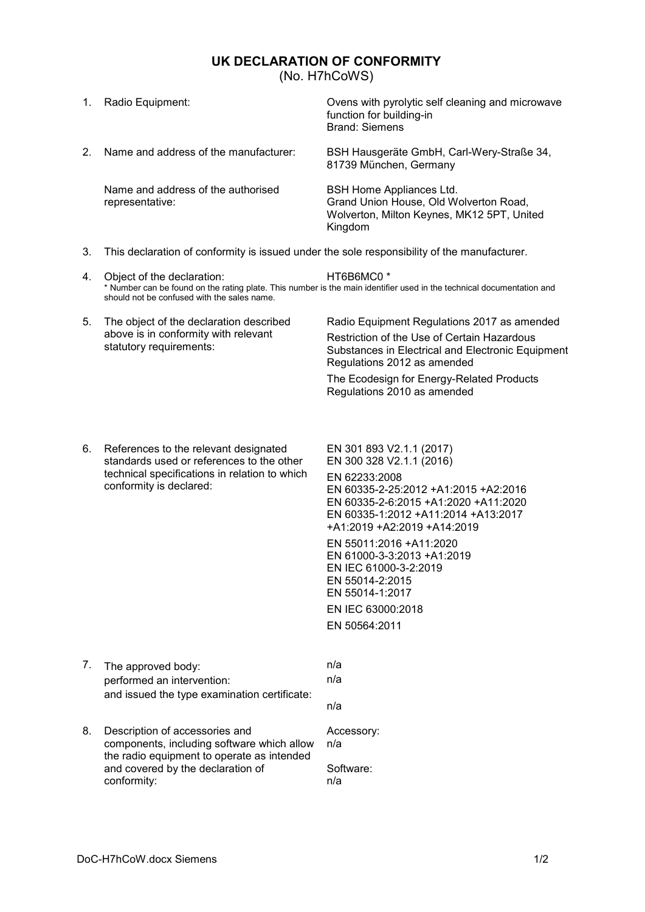# UK DECLARATION OF CONFORMITY

(No. H7hCoWS)

1. Radio Equipment: Ovens with pyrolytic self cleaning and microwave function for building-in
   Brand: Siemens

2. Name and address of the manufacturer: BSH Hausgeräte GmbH, Carl-Wery-Straße 34, 81739 München, Germany

   Name and address of the authorised representative: BSH Home Appliances Ltd.
   Grand Union House, Old Wolverton Road, Wolverton, Milton Keynes, MK12 5PT, United Kingdom

3. This declaration of conformity is issued under the sole responsibility of the manufacturer.

4. Object of the declaration: HT6B6MC0 *

   * Number can be found on the rating plate. This number is the main identifier used in the technical documentation and should not be confused with the sales name.

5. The object of the declaration described above is in conformity with relevant statutory requirements:

   Radio Equipment Regulations 2017 as amended

   Restriction of the Use of Certain Hazardous Substances in Electrical and Electronic Equipment Regulations 2012 as amended

   The Ecodesign for Energy-Related Products Regulations 2010 as amended

6. References to the relevant designated standards used or references to the other technical specifications in relation to which conformity is declared:

   EN 301 893 V2.1.1 (2017)
   EN 300 328 V2.1.1 (2016)

   EN 62233:2008
   EN 60335-2-25:2012 +A1:2015 +A2:2016
   EN 60335-2-6:2015 +A1:2020 +A11:2020
   EN 60335-1:2012 +A11:2014 +A13:2017 +A1:2019 +A2:2019 +A14:2019

   EN 55011:2016 +A11:2020
   EN 61000-3-3:2013 +A1:2019
   EN IEC 61000-3-2:2019
   EN 55014-2:2015
   EN 55014-1:2017

   EN IEC 63000:2018

   EN 50564:2011

7. The approved body: n/a
   performed an intervention: n/a
   and issued the type examination certificate: n/a

8. Description of accessories and components, including software which allow the radio equipment to operate as intended and covered by the declaration of conformity:

   Accessory:
   n/a

   Software:
   n/a

DoC-H7hCoW.docx Siemens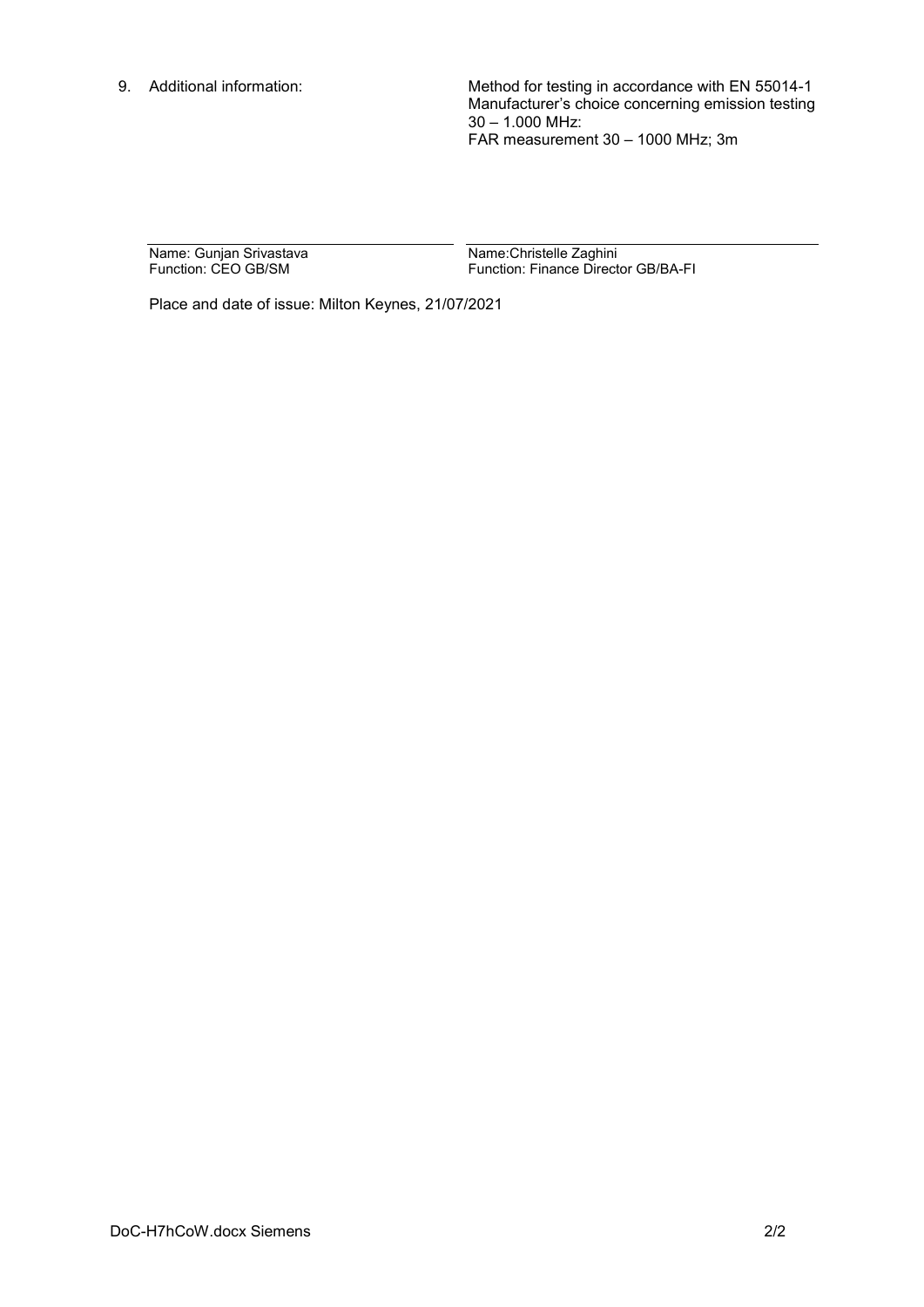9. Additional information: Method for testing in accordance with EN 55014-1
Manufacturer's choice concerning emission testing
30 – 1.000 MHz:
FAR measurement 30 – 1000 MHz; 3m

| | |
|---|---|
| Name: Gunjan Srivastava<br>Function: CEO GB/SM | Name:Christelle Zaghini<br>Function: Finance Director GB/BA-FI |

Place and date of issue: Milton Keynes, 21/07/2021

DoC-H7hCoW.docx Siemens